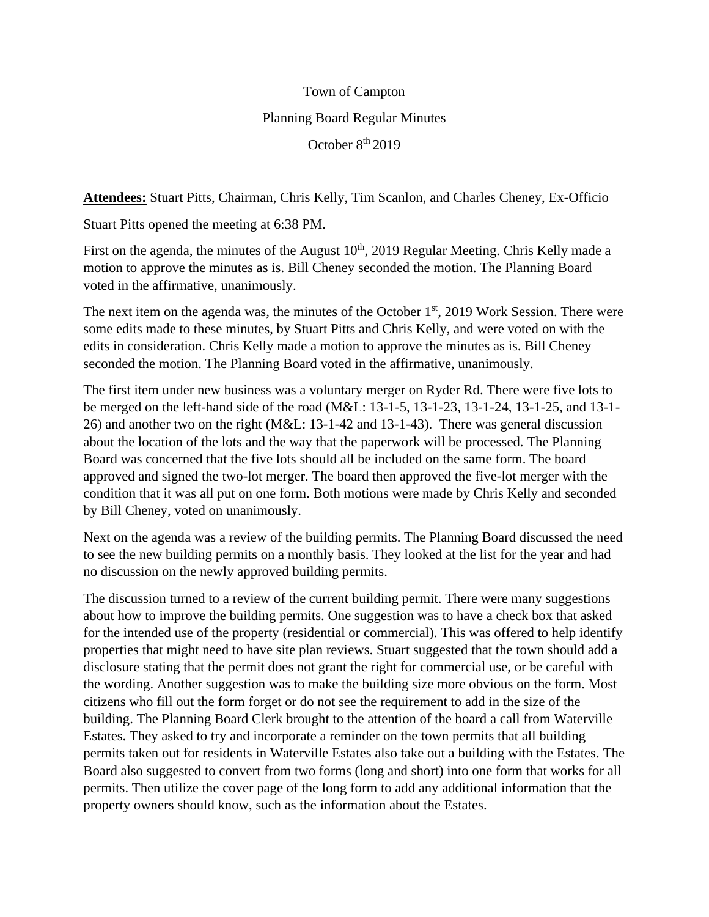Town of Campton

Planning Board Regular Minutes

October 8th 2019

**Attendees:** Stuart Pitts, Chairman, Chris Kelly, Tim Scanlon, and Charles Cheney, Ex-Officio

Stuart Pitts opened the meeting at 6:38 PM.

First on the agenda, the minutes of the August 10th, 2019 Regular Meeting. Chris Kelly made a motion to approve the minutes as is. Bill Cheney seconded the motion. The Planning Board voted in the affirmative, unanimously.

The next item on the agenda was, the minutes of the October 1st, 2019 Work Session. There were some edits made to these minutes, by Stuart Pitts and Chris Kelly, and were voted on with the edits in consideration. Chris Kelly made a motion to approve the minutes as is. Bill Cheney seconded the motion. The Planning Board voted in the affirmative, unanimously.

The first item under new business was a voluntary merger on Ryder Rd. There were five lots to be merged on the left-hand side of the road (M&L: 13-1-5, 13-1-23, 13-1-24, 13-1-25, and 13-1-26) and another two on the right (M&L: 13-1-42 and 13-1-43). There was general discussion about the location of the lots and the way that the paperwork will be processed. The Planning Board was concerned that the five lots should all be included on the same form. The board approved and signed the two-lot merger. The board then approved the five-lot merger with the condition that it was all put on one form. Both motions were made by Chris Kelly and seconded by Bill Cheney, voted on unanimously.

Next on the agenda was a review of the building permits. The Planning Board discussed the need to see the new building permits on a monthly basis. They looked at the list for the year and had no discussion on the newly approved building permits.

The discussion turned to a review of the current building permit. There were many suggestions about how to improve the building permits. One suggestion was to have a check box that asked for the intended use of the property (residential or commercial). This was offered to help identify properties that might need to have site plan reviews. Stuart suggested that the town should add a disclosure stating that the permit does not grant the right for commercial use, or be careful with the wording. Another suggestion was to make the building size more obvious on the form. Most citizens who fill out the form forget or do not see the requirement to add in the size of the building. The Planning Board Clerk brought to the attention of the board a call from Waterville Estates. They asked to try and incorporate a reminder on the town permits that all building permits taken out for residents in Waterville Estates also take out a building with the Estates. The Board also suggested to convert from two forms (long and short) into one form that works for all permits. Then utilize the cover page of the long form to add any additional information that the property owners should know, such as the information about the Estates.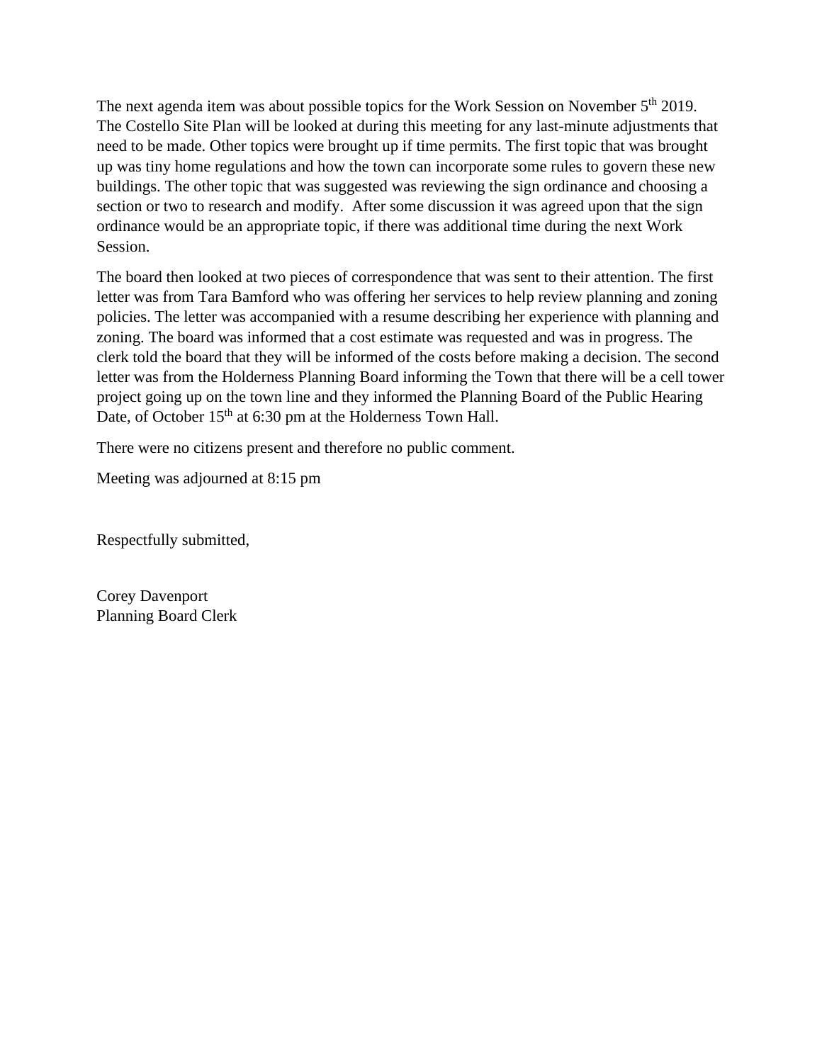The next agenda item was about possible topics for the Work Session on November 5th 2019. The Costello Site Plan will be looked at during this meeting for any last-minute adjustments that need to be made. Other topics were brought up if time permits. The first topic that was brought up was tiny home regulations and how the town can incorporate some rules to govern these new buildings. The other topic that was suggested was reviewing the sign ordinance and choosing a section or two to research and modify. After some discussion it was agreed upon that the sign ordinance would be an appropriate topic, if there was additional time during the next Work Session.

The board then looked at two pieces of correspondence that was sent to their attention. The first letter was from Tara Bamford who was offering her services to help review planning and zoning policies. The letter was accompanied with a resume describing her experience with planning and zoning. The board was informed that a cost estimate was requested and was in progress. The clerk told the board that they will be informed of the costs before making a decision. The second letter was from the Holderness Planning Board informing the Town that there will be a cell tower project going up on the town line and they informed the Planning Board of the Public Hearing Date, of October 15th at 6:30 pm at the Holderness Town Hall.

There were no citizens present and therefore no public comment.

Meeting was adjourned at 8:15 pm

Respectfully submitted,

Corey Davenport
Planning Board Clerk